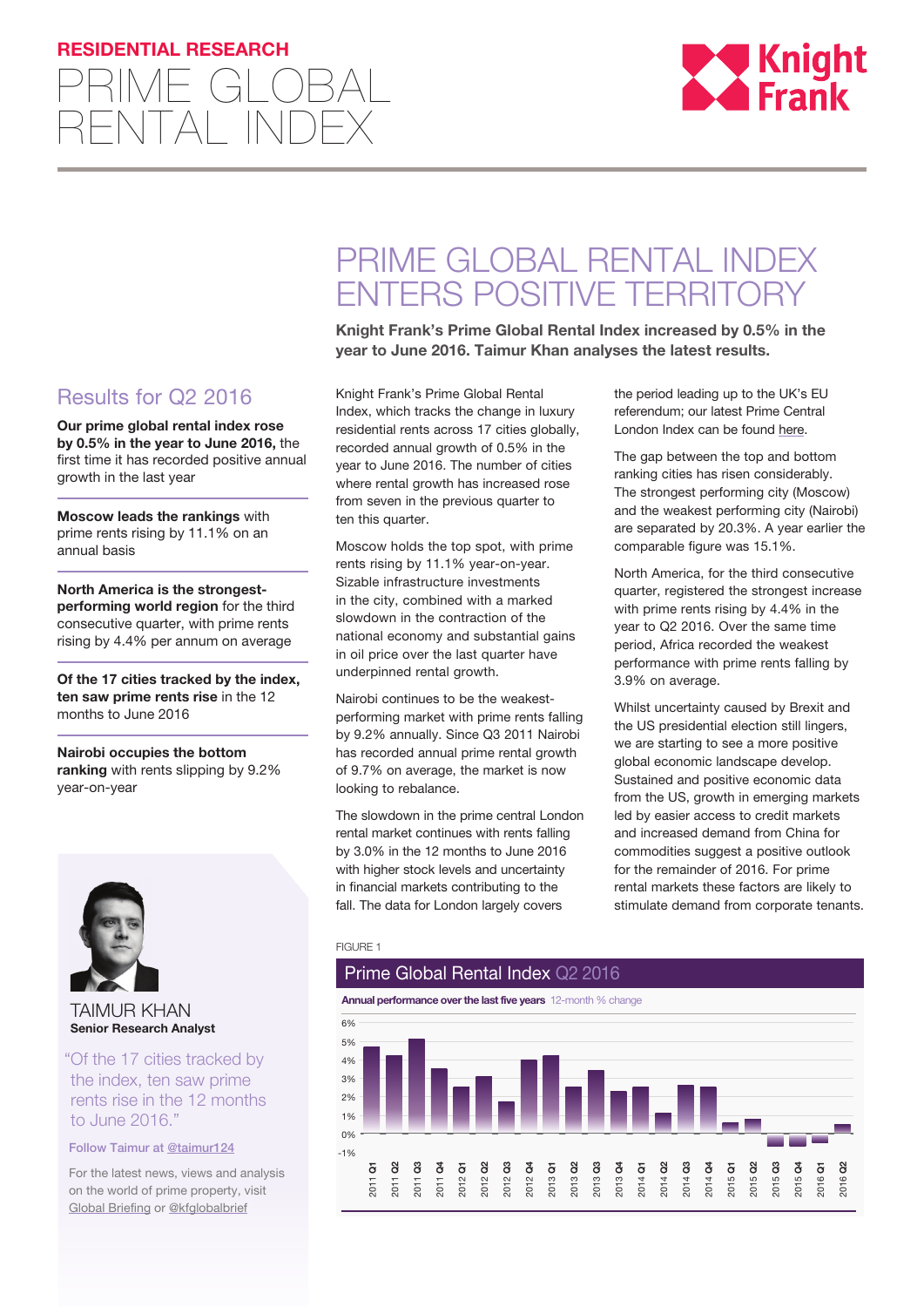# RESIDENTIAL RESEARCH

# PRIME GLOBAL RENTAL INDEX

## PRIME GLOBAL RENTAL INDEX ENTERS POSITIVE TERRITORY

**Knight Frank's Prime Global Rental Index increased by 0.5% in the year to June 2016. Taimur Khan analyses the latest results.**

### Results for Q2 2016

**Our prime global rental index rose by 0.5% in the year to June 2016,** the first time it has recorded positive annual growth in the last year

**Moscow leads the rankings** with prime rents rising by 11.1% on an annual basis

**North America is the strongest-performing world region** for the third consecutive quarter, with prime rents rising by 4.4% per annum on average

**Of the 17 cities tracked by the index, ten saw prime rents rise** in the 12 months to June 2016

**Nairobi occupies the bottom ranking** with rents slipping by 9.2% year-on-year

TAIMUR KHAN
**Senior Research Analyst**

"Of the 17 cities tracked by the index, ten saw prime rents rise in the 12 months to June 2016."

Follow Taimur at @taimur124

For the latest news, views and analysis on the world of prime property, visit Global Briefing or @kfglobalbrief

Knight Frank's Prime Global Rental Index, which tracks the change in luxury residential rents across 17 cities globally, recorded annual growth of 0.5% in the year to June 2016. The number of cities where rental growth has increased rose from seven in the previous quarter to ten this quarter.

Moscow holds the top spot, with prime rents rising by 11.1% year-on-year. Sizable infrastructure investments in the city, combined with a marked slowdown in the contraction of the national economy and substantial gains in oil price over the last quarter have underpinned rental growth.

Nairobi continues to be the weakest-performing market with prime rents falling by 9.2% annually. Since Q3 2011 Nairobi has recorded annual prime rental growth of 9.7% on average, the market is now looking to rebalance.

The slowdown in the prime central London rental market continues with rents falling by 3.0% in the 12 months to June 2016 with higher stock levels and uncertainty in financial markets contributing to the fall. The data for London largely covers the period leading up to the UK's EU referendum; our latest Prime Central London Index can be found here.

The gap between the top and bottom ranking cities has risen considerably. The strongest performing city (Moscow) and the weakest performing city (Nairobi) are separated by 20.3%. A year earlier the comparable figure was 15.1%.

North America, for the third consecutive quarter, registered the strongest increase with prime rents rising by 4.4% in the year to Q2 2016. Over the same time period, Africa recorded the weakest performance with prime rents falling by 3.9% on average.

Whilst uncertainty caused by Brexit and the US presidential election still lingers, we are starting to see a more positive global economic landscape develop. Sustained and positive economic data from the US, growth in emerging markets led by easier access to credit markets and increased demand from China for commodities suggest a positive outlook for the remainder of 2016. For prime rental markets these factors are likely to stimulate demand from corporate tenants.

FIGURE 1

**Prime Global Rental Index Q2 2016**

**Annual performance over the last five years** 12-month % change

| Quarter | 12-month % change (approx.) |
|---|---|
| 2011 Q1 | 4.7 |
| 2011 Q2 | 4.2 |
| 2011 Q3 | 5.1 |
| 2011 Q4 | 3.5 |
| 2012 Q1 | 2.5 |
| 2012 Q2 | 3.1 |
| 2012 Q3 | 1.7 |
| 2012 Q4 | 4.0 |
| 2013 Q1 | 4.2 |
| 2013 Q2 | 2.5 |
| 2013 Q3 | 3.4 |
| 2013 Q4 | 2.3 |
| 2014 Q1 | 2.5 |
| 2014 Q2 | 1.1 |
| 2014 Q3 | 2.6 |
| 2014 Q4 | 2.5 |
| 2015 Q1 | 0.6 |
| 2015 Q2 | 0.8 |
| 2015 Q3 | -0.7 |
| 2015 Q4 | -0.6 |
| 2016 Q1 | -0.5 |
| 2016 Q2 | 0.5 |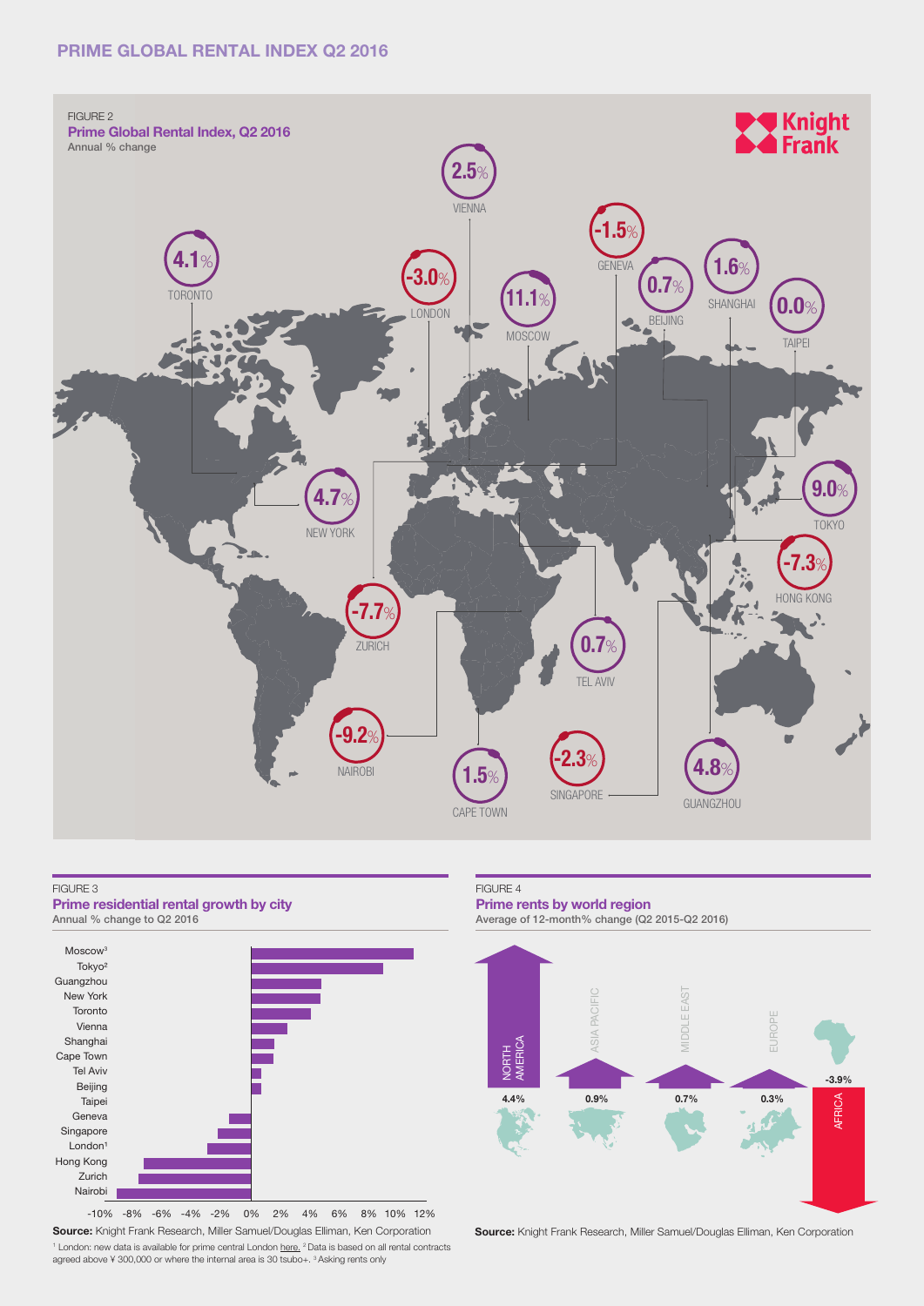## PRIME GLOBAL RENTAL INDEX Q2 2016

FIGURE 2

**Prime Global Rental Index, Q2 2016**

Annual % change

| City | Annual % change |
|---|---|
| Toronto | 4.1% |
| London | -3.0% |
| Vienna | 2.5% |
| Moscow | 11.1% |
| Geneva | -1.5% |
| Beijing | 0.7% |
| Shanghai | 1.6% |
| Taipei | 0.0% |
| New York | 4.7% |
| Tokyo | 9.0% |
| Hong Kong | -7.3% |
| Zurich | -7.7% |
| Tel Aviv | 0.7% |
| Nairobi | -9.2% |
| Cape Town | 1.5% |
| Singapore | -2.3% |
| Guangzhou | 4.8% |

FIGURE 3

**Prime residential rental growth by city**

Annual % change to Q2 2016

Moscow[3], Tokyo[2], Guangzhou, New York, Toronto, Vienna, Shanghai, Cape Town, Tel Aviv, Beijing, Taipei, Geneva, Singapore, London[1], Hong Kong, Zurich, Nairobi

-10% -8% -6% -4% -2% 0% 2% 4% 6% 8% 10% 12%

**Source:** Knight Frank Research, Miller Samuel/Douglas Elliman, Ken Corporation

[1] London: new data is available for prime central London here. [2] Data is based on all rental contracts agreed above ¥ 300,000 or where the internal area is 30 tsubo+. [3] Asking rents only

FIGURE 4

**Prime rents by world region**

Average of 12-month% change (Q2 2015-Q2 2016)

| Region | Change |
|---|---|
| North America | 4.4% |
| Asia Pacific | 0.9% |
| Middle East | 0.7% |
| Europe | 0.3% |
| Africa | -3.9% |

**Source:** Knight Frank Research, Miller Samuel/Douglas Elliman, Ken Corporation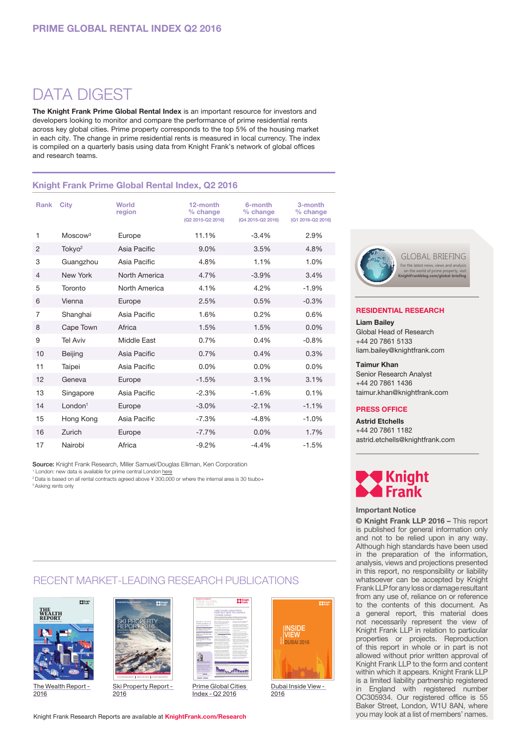## DATA DIGEST

**The Knight Frank Prime Global Rental Index** is an important resource for investors and developers looking to monitor and compare the performance of prime residential rents across key global cities. Prime property corresponds to the top 5% of the housing market in each city. The change in prime residential rents is measured in local currency. The index is compiled on a quarterly basis using data from Knight Frank's network of global offices and research teams.

### Knight Frank Prime Global Rental Index, Q2 2016

| Rank | City | World region | 12-month % change (Q2 2015-Q2 2016) | 6-month % change (Q4 2015-Q2 2016) | 3-month % change (Q1 2016-Q2 2016) |
|---|---|---|---|---|---|
| 1 | Moscow[3] | Europe | 11.1% | -3.4% | 2.9% |
| 2 | Tokyo[2] | Asia Pacific | 9.0% | 3.5% | 4.8% |
| 3 | Guangzhou | Asia Pacific | 4.8% | 1.1% | 1.0% |
| 4 | New York | North America | 4.7% | -3.9% | 3.4% |
| 5 | Toronto | North America | 4.1% | 4.2% | -1.9% |
| 6 | Vienna | Europe | 2.5% | 0.5% | -0.3% |
| 7 | Shanghai | Asia Pacific | 1.6% | 0.2% | 0.6% |
| 8 | Cape Town | Africa | 1.5% | 1.5% | 0.0% |
| 9 | Tel Aviv | Middle East | 0.7% | 0.4% | -0.8% |
| 10 | Beijing | Asia Pacific | 0.7% | 0.4% | 0.3% |
| 11 | Taipei | Asia Pacific | 0.0% | 0.0% | 0.0% |
| 12 | Geneva | Europe | -1.5% | 3.1% | 3.1% |
| 13 | Singapore | Asia Pacific | -2.3% | -1.6% | 0.1% |
| 14 | London[1] | Europe | -3.0% | -2.1% | -1.1% |
| 15 | Hong Kong | Asia Pacific | -7.3% | -4.8% | -1.0% |
| 16 | Zurich | Europe | -7.7% | 0.0% | 1.7% |
| 17 | Nairobi | Africa | -9.2% | -4.4% | -1.5% |

**Source:** Knight Frank Research, Miller Samuel/Douglas Elliman, Ken Corporation

[1] London: new data is available for prime central London here

[2] Data is based on all rental contracts agreed above ¥ 300,000 or where the internal area is 30 tsubo+

[3] Asking rents only

## RECENT MARKET-LEADING RESEARCH PUBLICATIONS

The Wealth Report - 2016

Ski Property Report - 2016

Prime Global Cities Index - Q2 2016

Dubai Inside View - 2016

Knight Frank Research Reports are available at **KnightFrank.com/Research**

GLOBAL BRIEFING

For the latest news, views and analysis on the world of prime property, visit **KnightFrankblog.com/global-briefing**

### RESIDENTIAL RESEARCH

**Liam Bailey**
Global Head of Research
+44 20 7861 5133
liam.bailey@knightfrank.com

**Taimur Khan**
Senior Research Analyst
+44 20 7861 1436
taimur.khan@knightfrank.com

### PRESS OFFICE

**Astrid Etchells**
+44 20 7861 1182
astrid.etchells@knightfrank.com

**Knight Frank**

**Important Notice**

**© Knight Frank LLP 2016 –** This report is published for general information only and not to be relied upon in any way. Although high standards have been used in the preparation of the information, analysis, views and projections presented in this report, no responsibility or liability whatsoever can be accepted by Knight Frank LLP for any loss or damage resultant from any use of, reliance on or reference to the contents of this document. As a general report, this material does not necessarily represent the view of Knight Frank LLP in relation to particular properties or projects. Reproduction of this report in whole or in part is not allowed without prior written approval of Knight Frank LLP to the form and content within which it appears. Knight Frank LLP is a limited liability partnership registered in England with registered number OC305934. Our registered office is 55 Baker Street, London, W1U 8AN, where you may look at a list of members' names.